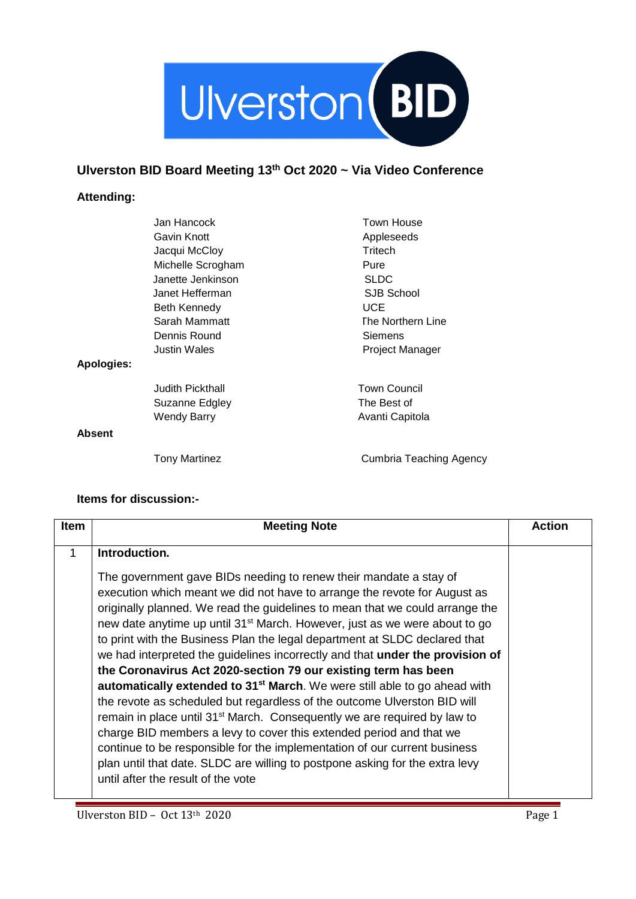Ulverston BID

## Ulverston BID Board Meeting 13th Oct 2020 ~ Via Video Conference

**Attending:**

| | |
|---|---|
| Jan Hancock | Town House |
| Gavin Knott | Appleseeds |
| Jacqui McCloy | Tritech |
| Michelle Scrogham | Pure |
| Janette Jenkinson | SLDC |
| Janet Hefferman | SJB School |
| Beth Kennedy | UCE |
| Sarah Mammatt | The Northern Line |
| Dennis Round | Siemens |
| Justin Wales | Project Manager |

**Apologies:**

| | |
|---|---|
| Judith Pickthall | Town Council |
| Suzanne Edgley | The Best of |
| Wendy Barry | Avanti Capitola |

**Absent**

| | |
|---|---|
| Tony Martinez | Cumbria Teaching Agency |

**Items for discussion:-**

| Item | Meeting Note | Action |
|---|---|---|
| 1 | **Introduction.**<br><br>The government gave BIDs needing to renew their mandate a stay of execution which meant we did not have to arrange the revote for August as originally planned. We read the guidelines to mean that we could arrange the new date anytime up until 31st March. However, just as we were about to go to print with the Business Plan the legal department at SLDC declared that we had interpreted the guidelines incorrectly and that **under the provision of the Coronavirus Act 2020-section 79 our existing term has been automatically extended to 31st March**. We were still able to go ahead with the revote as scheduled but regardless of the outcome Ulverston BID will remain in place until 31st March. Consequently we are required by law to charge BID members a levy to cover this extended period and that we continue to be responsible for the implementation of our current business plan until that date. SLDC are willing to postpone asking for the extra levy until after the result of the vote | |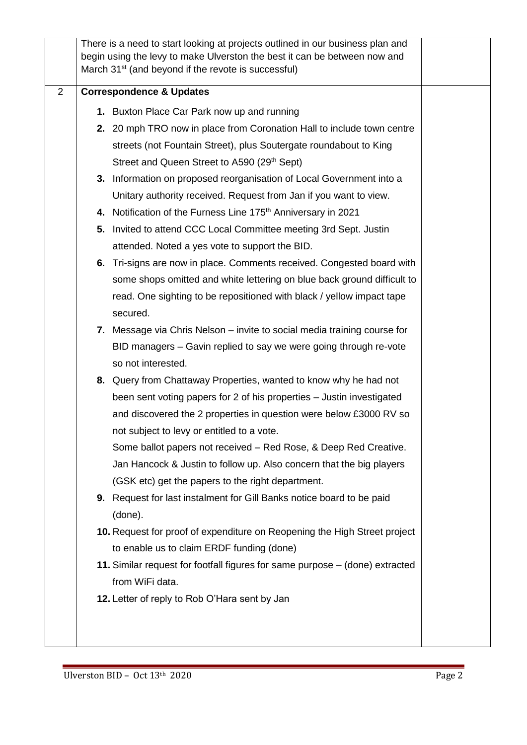| | | |
|---|---|---|
| | There is a need to start looking at projects outlined in our business plan and begin using the levy to make Ulverston the best it can be between now and March 31st (and beyond if the revote is successful) | |
| 2 | **Correspondence & Updates**<br><br>**1.** Buxton Place Car Park now up and running<br>**2.** 20 mph TRO now in place from Coronation Hall to include town centre streets (not Fountain Street), plus Soutergate roundabout to King Street and Queen Street to A590 (29th Sept)<br>**3.** Information on proposed reorganisation of Local Government into a Unitary authority received. Request from Jan if you want to view.<br>**4.** Notification of the Furness Line 175th Anniversary in 2021<br>**5.** Invited to attend CCC Local Committee meeting 3rd Sept. Justin attended. Noted a yes vote to support the BID.<br>**6.** Tri-signs are now in place. Comments received. Congested board with some shops omitted and white lettering on blue back ground difficult to read. One sighting to be repositioned with black / yellow impact tape secured.<br>**7.** Message via Chris Nelson – invite to social media training course for BID managers – Gavin replied to say we were going through re-vote so not interested.<br>**8.** Query from Chattaway Properties, wanted to know why he had not been sent voting papers for 2 of his properties – Justin investigated and discovered the 2 properties in question were below £3000 RV so not subject to levy or entitled to a vote.<br>Some ballot papers not received – Red Rose, & Deep Red Creative. Jan Hancock & Justin to follow up. Also concern that the big players (GSK etc) get the papers to the right department.<br>**9.** Request for last instalment for Gill Banks notice board to be paid (done).<br>**10.** Request for proof of expenditure on Reopening the High Street project to enable us to claim ERDF funding (done)<br>**11.** Similar request for footfall figures for same purpose – (done) extracted from WiFi data.<br>**12.** Letter of reply to Rob O'Hara sent by Jan | |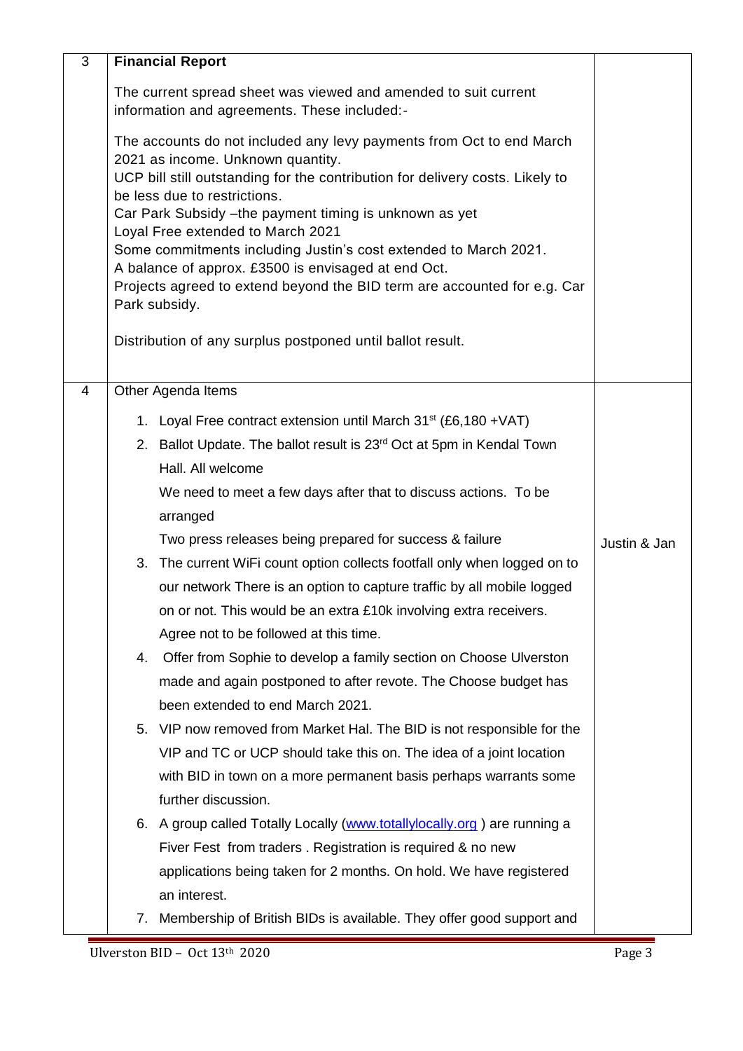| 3 | **Financial Report**<br><br>The current spread sheet was viewed and amended to suit current information and agreements. These included:-<br><br>The accounts do not included any levy payments from Oct to end March 2021 as income. Unknown quantity.<br>UCP bill still outstanding for the contribution for delivery costs. Likely to be less due to restrictions.<br>Car Park Subsidy –the payment timing is unknown as yet<br>Loyal Free extended to March 2021<br>Some commitments including Justin's cost extended to March 2021.<br>A balance of approx. £3500 is envisaged at end Oct.<br>Projects agreed to extend beyond the BID term are accounted for e.g. Car Park subsidy.<br><br>Distribution of any surplus postponed until ballot result. | |
|---|---|---|
| 4 | Other Agenda Items<br><br>1. Loyal Free contract extension until March 31st (£6,180 +VAT)<br>2. Ballot Update. The ballot result is 23rd Oct at 5pm in Kendal Town Hall. All welcome<br>We need to meet a few days after that to discuss actions. To be arranged<br>Two press releases being prepared for success & failure<br>3. The current WiFi count option collects footfall only when logged on to our network There is an option to capture traffic by all mobile logged on or not. This would be an extra £10k involving extra receivers. Agree not to be followed at this time.<br>4. Offer from Sophie to develop a family section on Choose Ulverston made and again postponed to after revote. The Choose budget has been extended to end March 2021.<br>5. VIP now removed from Market Hal. The BID is not responsible for the VIP and TC or UCP should take this on. The idea of a joint location with BID in town on a more permanent basis perhaps warrants some further discussion.<br>6. A group called Totally Locally (www.totallylocally.org ) are running a Fiver Fest from traders . Registration is required & no new applications being taken for 2 months. On hold. We have registered an interest.<br>7. Membership of British BIDs is available. They offer good support and | Justin & Jan |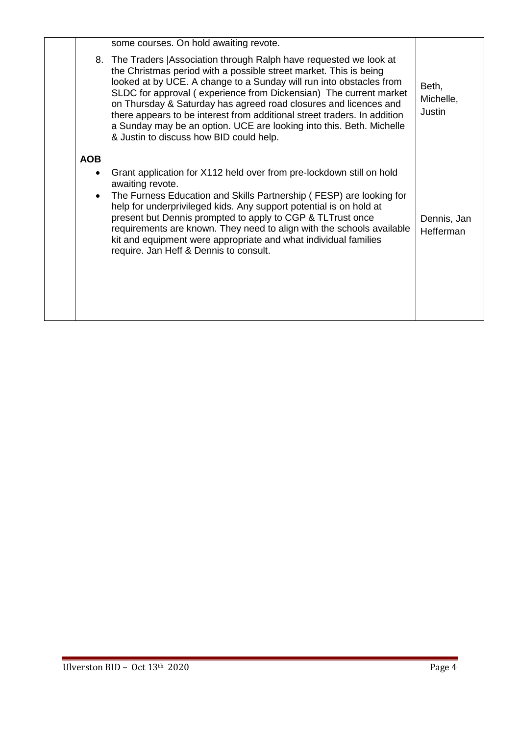| | | |
|---|---|---|
| | some courses. On hold awaiting revote. | |
| | 8. The Traders |Association through Ralph have requested we look at the Christmas period with a possible street market. This is being looked at by UCE. A change to a Sunday will run into obstacles from SLDC for approval ( experience from Dickensian) The current market on Thursday & Saturday has agreed road closures and licences and there appears to be interest from additional street traders. In addition a Sunday may be an option. UCE are looking into this. Beth. Michelle & Justin to discuss how BID could help. | Beth, Michelle, Justin |
| | **AOB** | |
| | • Grant application for X112 held over from pre-lockdown still on hold awaiting revote.<br>• The Furness Education and Skills Partnership ( FESP) are looking for help for underprivileged kids. Any support potential is on hold at present but Dennis prompted to apply to CGP & TLTrust once requirements are known. They need to align with the schools available kit and equipment were appropriate and what individual families require. Jan Heff & Dennis to consult. | Dennis, Jan Hefferman |